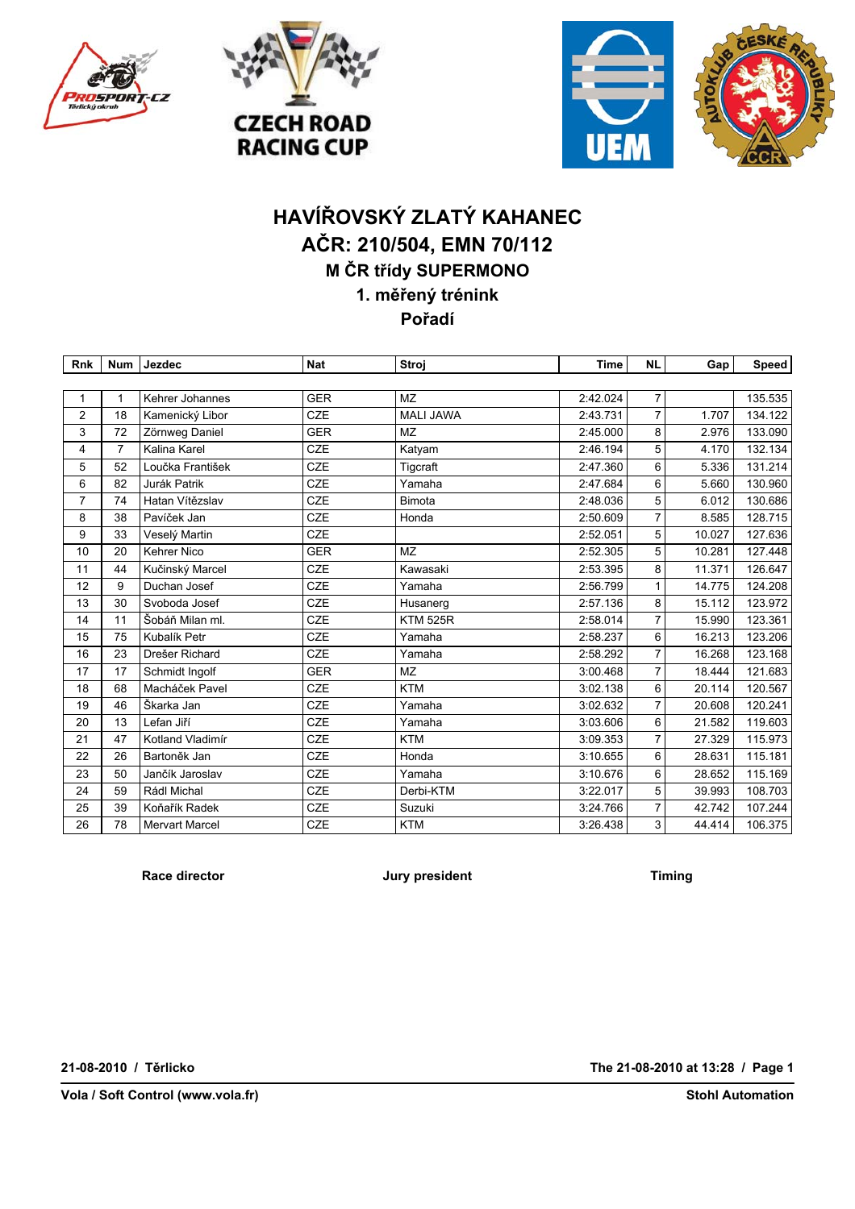# HAVÍŘOVSKÝ ZLATÝ KAHANEC

## AČR: 210/504, EMN 70/112

### M ČR třídy SUPERMONO

### 1. měřený trénink

### Pořadí

| Rnk | Num | Jezdec | Nat | Stroj | Time | NL | Gap | Speed |
|---|---|---|---|---|---|---|---|---|
| 1 | 1 | Kehrer Johannes | GER | MZ | 2:42.024 | 7 | | 135.535 |
| 2 | 18 | Kamenický Libor | CZE | MALI JAWA | 2:43.731 | 7 | 1.707 | 134.122 |
| 3 | 72 | Zörnweg Daniel | GER | MZ | 2:45.000 | 8 | 2.976 | 133.090 |
| 4 | 7 | Kalina Karel | CZE | Katyam | 2:46.194 | 5 | 4.170 | 132.134 |
| 5 | 52 | Loučka František | CZE | Tigcraft | 2:47.360 | 6 | 5.336 | 131.214 |
| 6 | 82 | Jurák Patrik | CZE | Yamaha | 2:47.684 | 6 | 5.660 | 130.960 |
| 7 | 74 | Hatan Vítězslav | CZE | Bimota | 2:48.036 | 5 | 6.012 | 130.686 |
| 8 | 38 | Pavíček Jan | CZE | Honda | 2:50.609 | 7 | 8.585 | 128.715 |
| 9 | 33 | Veselý Martin | CZE | | 2:52.051 | 5 | 10.027 | 127.636 |
| 10 | 20 | Kehrer Nico | GER | MZ | 2:52.305 | 5 | 10.281 | 127.448 |
| 11 | 44 | Kučinský Marcel | CZE | Kawasaki | 2:53.395 | 8 | 11.371 | 126.647 |
| 12 | 9 | Duchan Josef | CZE | Yamaha | 2:56.799 | 1 | 14.775 | 124.208 |
| 13 | 30 | Svoboda Josef | CZE | Husanerg | 2:57.136 | 8 | 15.112 | 123.972 |
| 14 | 11 | Šobáň Milan ml. | CZE | KTM 525R | 2:58.014 | 7 | 15.990 | 123.361 |
| 15 | 75 | Kubalík Petr | CZE | Yamaha | 2:58.237 | 6 | 16.213 | 123.206 |
| 16 | 23 | Drešer Richard | CZE | Yamaha | 2:58.292 | 7 | 16.268 | 123.168 |
| 17 | 17 | Schmidt Ingolf | GER | MZ | 3:00.468 | 7 | 18.444 | 121.683 |
| 18 | 68 | Macháček Pavel | CZE | KTM | 3:02.138 | 6 | 20.114 | 120.567 |
| 19 | 46 | Škarka Jan | CZE | Yamaha | 3:02.632 | 7 | 20.608 | 120.241 |
| 20 | 13 | Lefan Jiří | CZE | Yamaha | 3:03.606 | 6 | 21.582 | 119.603 |
| 21 | 47 | Kotland Vladimír | CZE | KTM | 3:09.353 | 7 | 27.329 | 115.973 |
| 22 | 26 | Bartoněk Jan | CZE | Honda | 3:10.655 | 6 | 28.631 | 115.181 |
| 23 | 50 | Jančík Jaroslav | CZE | Yamaha | 3:10.676 | 6 | 28.652 | 115.169 |
| 24 | 59 | Rádl Michal | CZE | Derbi-KTM | 3:22.017 | 5 | 39.993 | 108.703 |
| 25 | 39 | Koňařík Radek | CZE | Suzuki | 3:24.766 | 7 | 42.742 | 107.244 |
| 26 | 78 | Mervart Marcel | CZE | KTM | 3:26.438 | 3 | 44.414 | 106.375 |

**Race director** **Jury president** **Timing**

**21-08-2010 / Těrlicko** **The 21-08-2010 at 13:28**

**Vola / Soft Control (www.vola.fr)** **Stohl Automation**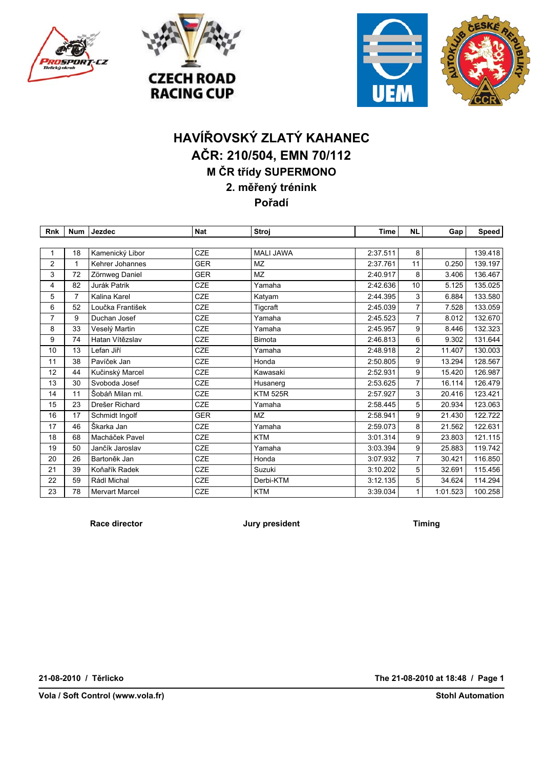# HAVÍŘOVSKÝ ZLATÝ KAHANEC

## AČR: 210/504, EMN 70/112

### M ČR třídy SUPERMONO

### 2. měřený trénink

### Pořadí

| Rnk | Num | Jezdec | Nat | Stroj | Time | NL | Gap | Speed |
|---|---|---|---|---|---|---|---|---|
| 1 | 18 | Kamenický Libor | CZE | MALI JAWA | 2:37.511 | 8 | | 139.418 |
| 2 | 1 | Kehrer Johannes | GER | MZ | 2:37.761 | 11 | 0.250 | 139.197 |
| 3 | 72 | Zörnweg Daniel | GER | MZ | 2:40.917 | 8 | 3.406 | 136.467 |
| 4 | 82 | Jurák Patrik | CZE | Yamaha | 2:42.636 | 10 | 5.125 | 135.025 |
| 5 | 7 | Kalina Karel | CZE | Katyam | 2:44.395 | 3 | 6.884 | 133.580 |
| 6 | 52 | Loučka František | CZE | Tigcraft | 2:45.039 | 7 | 7.528 | 133.059 |
| 7 | 9 | Duchan Josef | CZE | Yamaha | 2:45.523 | 7 | 8.012 | 132.670 |
| 8 | 33 | Veselý Martin | CZE | Yamaha | 2:45.957 | 9 | 8.446 | 132.323 |
| 9 | 74 | Hatan Vítězslav | CZE | Bimota | 2:46.813 | 6 | 9.302 | 131.644 |
| 10 | 13 | Lefan Jiří | CZE | Yamaha | 2:48.918 | 2 | 11.407 | 130.003 |
| 11 | 38 | Pavíček Jan | CZE | Honda | 2:50.805 | 9 | 13.294 | 128.567 |
| 12 | 44 | Kučinský Marcel | CZE | Kawasaki | 2:52.931 | 9 | 15.420 | 126.987 |
| 13 | 30 | Svoboda Josef | CZE | Husanerg | 2:53.625 | 7 | 16.114 | 126.479 |
| 14 | 11 | Šobáň Milan ml. | CZE | KTM 525R | 2:57.927 | 3 | 20.416 | 123.421 |
| 15 | 23 | Drešer Richard | CZE | Yamaha | 2:58.445 | 5 | 20.934 | 123.063 |
| 16 | 17 | Schmidt Ingolf | GER | MZ | 2:58.941 | 9 | 21.430 | 122.722 |
| 17 | 46 | Škarka Jan | CZE | Yamaha | 2:59.073 | 8 | 21.562 | 122.631 |
| 18 | 68 | Macháček Pavel | CZE | KTM | 3:01.314 | 9 | 23.803 | 121.115 |
| 19 | 50 | Jančík Jaroslav | CZE | Yamaha | 3:03.394 | 9 | 25.883 | 119.742 |
| 20 | 26 | Bartoněk Jan | CZE | Honda | 3:07.932 | 7 | 30.421 | 116.850 |
| 21 | 39 | Koňařík Radek | CZE | Suzuki | 3:10.202 | 5 | 32.691 | 115.456 |
| 22 | 59 | Rádl Michal | CZE | Derbi-KTM | 3:12.135 | 5 | 34.624 | 114.294 |
| 23 | 78 | Mervart Marcel | CZE | KTM | 3:39.034 | 1 | 1:01.523 | 100.258 |

**Race director** **Jury president** **Timing**

**21-08-2010 / Těrlicko** **The 21-08-2010 at 18:48**

**Vola / Soft Control (www.vola.fr)** **Stohl Automation**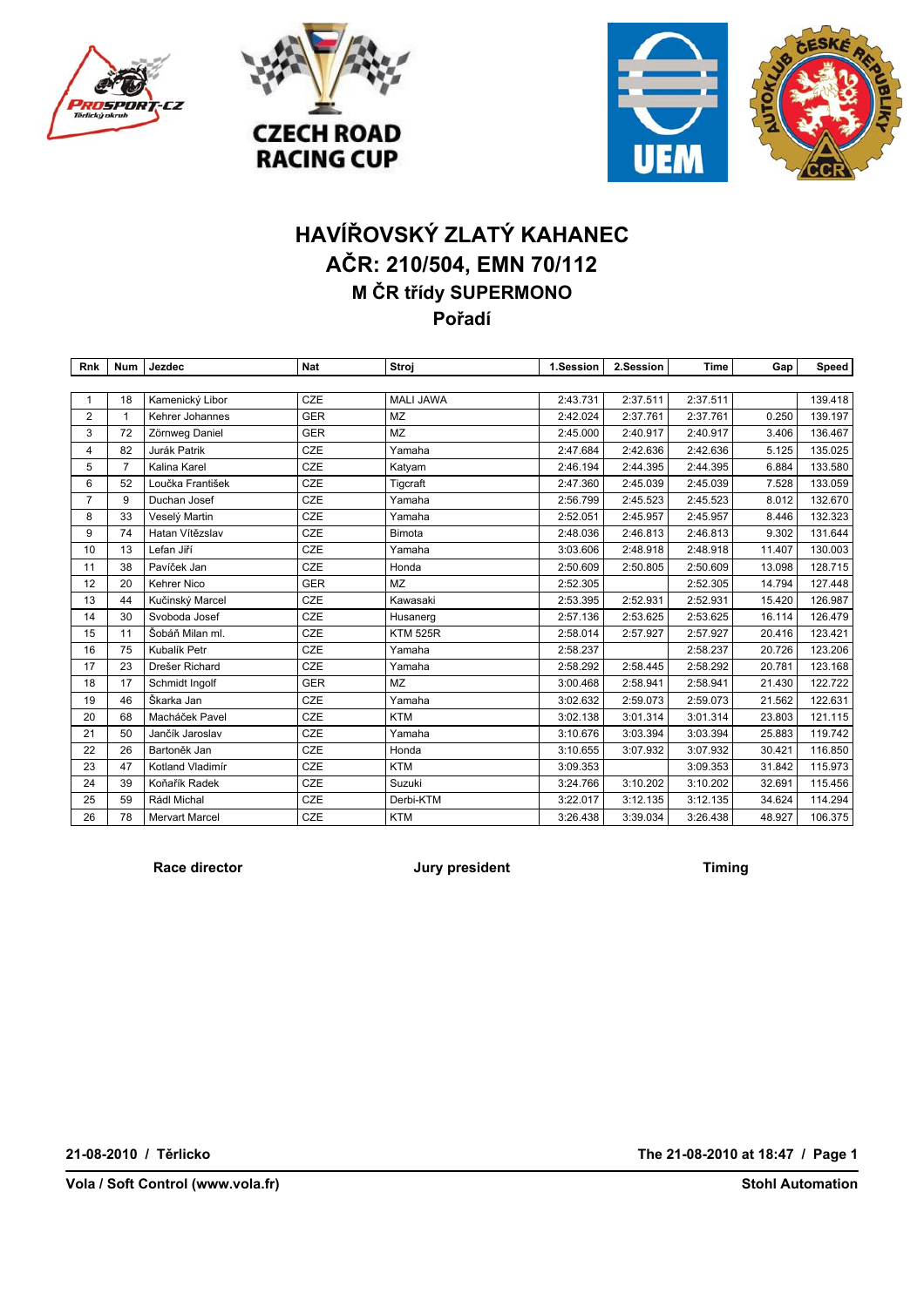# HAVÍŘOVSKÝ ZLATÝ KAHANEC

## AČR: 210/504, EMN 70/112

### M ČR třídy SUPERMONO

### Pořadí

| Rnk | Num | Jezdec | Nat | Stroj | 1.Session | 2.Session | Time | Gap | Speed |
|---|---|---|---|---|---|---|---|---|---|
| 1 | 18 | Kamenický Libor | CZE | MALI JAWA | 2:43.731 | 2:37.511 | 2:37.511 | | 139.418 |
| 2 | 1 | Kehrer Johannes | GER | MZ | 2:42.024 | 2:37.761 | 2:37.761 | 0.250 | 139.197 |
| 3 | 72 | Zörnweg Daniel | GER | MZ | 2:45.000 | 2:40.917 | 2:40.917 | 3.406 | 136.467 |
| 4 | 82 | Jurák Patrik | CZE | Yamaha | 2:47.684 | 2:42.636 | 2:42.636 | 5.125 | 135.025 |
| 5 | 7 | Kalina Karel | CZE | Katyam | 2:46.194 | 2:44.395 | 2:44.395 | 6.884 | 133.580 |
| 6 | 52 | Loučka František | CZE | Tigcraft | 2:47.360 | 2:45.039 | 2:45.039 | 7.528 | 133.059 |
| 7 | 9 | Duchan Josef | CZE | Yamaha | 2:56.799 | 2:45.523 | 2:45.523 | 8.012 | 132.670 |
| 8 | 33 | Veselý Martin | CZE | Yamaha | 2:52.051 | 2:45.957 | 2:45.957 | 8.446 | 132.323 |
| 9 | 74 | Hatan Vítězslav | CZE | Bimota | 2:48.036 | 2:46.813 | 2:46.813 | 9.302 | 131.644 |
| 10 | 13 | Lefan Jiří | CZE | Yamaha | 3:03.606 | 2:48.918 | 2:48.918 | 11.407 | 130.003 |
| 11 | 38 | Pavíček Jan | CZE | Honda | 2:50.609 | 2:50.805 | 2:50.609 | 13.098 | 128.715 |
| 12 | 20 | Kehrer Nico | GER | MZ | 2:52.305 | | 2:52.305 | 14.794 | 127.448 |
| 13 | 44 | Kučinský Marcel | CZE | Kawasaki | 2:53.395 | 2:52.931 | 2:52.931 | 15.420 | 126.987 |
| 14 | 30 | Svoboda Josef | CZE | Husanerg | 2:57.136 | 2:53.625 | 2:53.625 | 16.114 | 126.479 |
| 15 | 11 | Šobáň Milan ml. | CZE | KTM 525R | 2:58.014 | 2:57.927 | 2:57.927 | 20.416 | 123.421 |
| 16 | 75 | Kubalík Petr | CZE | Yamaha | 2:58.237 | | 2:58.237 | 20.726 | 123.206 |
| 17 | 23 | Drešer Richard | CZE | Yamaha | 2:58.292 | 2:58.445 | 2:58.292 | 20.781 | 123.168 |
| 18 | 17 | Schmidt Ingolf | GER | MZ | 3:00.468 | 2:58.941 | 2:58.941 | 21.430 | 122.722 |
| 19 | 46 | Škarka Jan | CZE | Yamaha | 3:02.632 | 2:59.073 | 2:59.073 | 21.562 | 122.631 |
| 20 | 68 | Macháček Pavel | CZE | KTM | 3:02.138 | 3:01.314 | 3:01.314 | 23.803 | 121.115 |
| 21 | 50 | Jančík Jaroslav | CZE | Yamaha | 3:10.676 | 3:03.394 | 3:03.394 | 25.883 | 119.742 |
| 22 | 26 | Bartoněk Jan | CZE | Honda | 3:10.655 | 3:07.932 | 3:07.932 | 30.421 | 116.850 |
| 23 | 47 | Kotland Vladimír | CZE | KTM | 3:09.353 | | 3:09.353 | 31.842 | 115.973 |
| 24 | 39 | Koňařík Radek | CZE | Suzuki | 3:24.766 | 3:10.202 | 3:10.202 | 32.691 | 115.456 |
| 25 | 59 | Rádl Michal | CZE | Derbi-KTM | 3:22.017 | 3:12.135 | 3:12.135 | 34.624 | 114.294 |
| 26 | 78 | Mervart Marcel | CZE | KTM | 3:26.438 | 3:39.034 | 3:26.438 | 48.927 | 106.375 |

**Race director** **Jury president** **Timing**

**21-08-2010 / Těrlicko** **The 21-08-2010 at 18:47**

**Vola / Soft Control (www.vola.fr)** **Stohl Automation**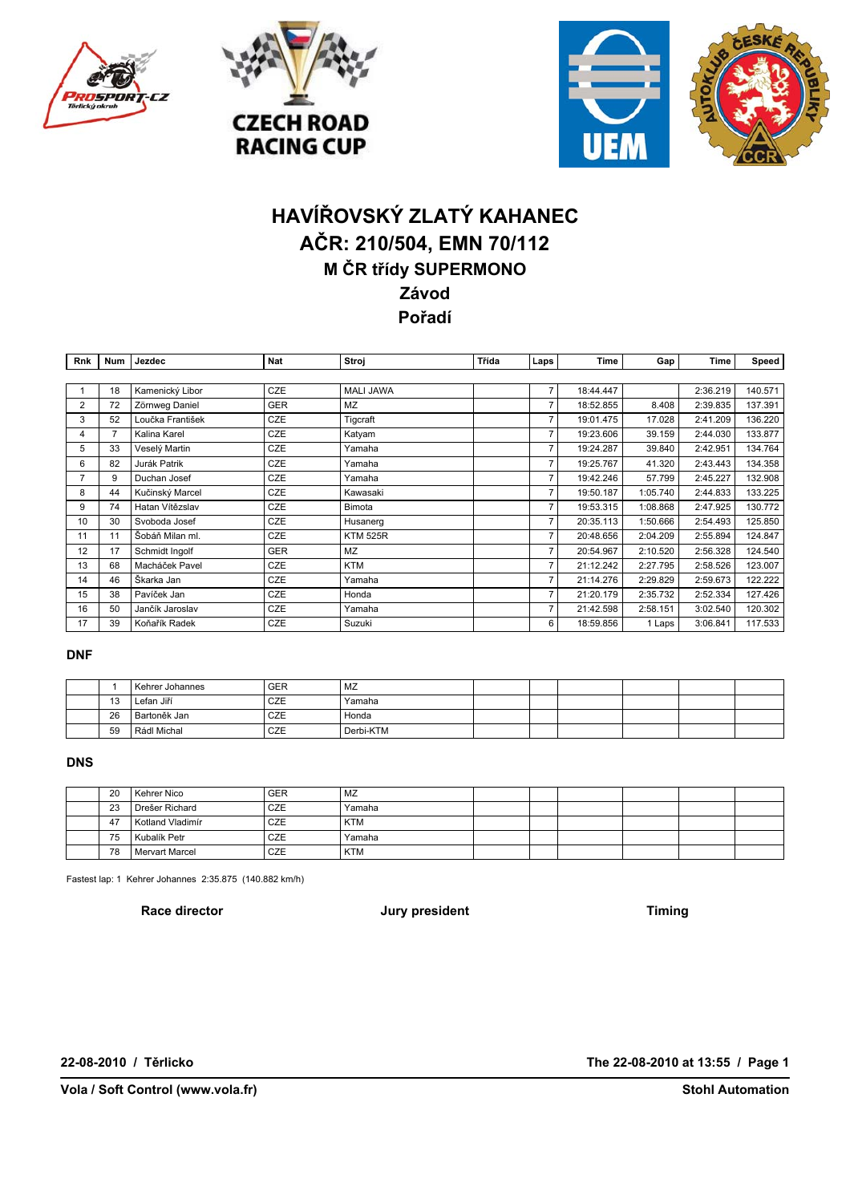# HAVÍŘOVSKÝ ZLATÝ KAHANEC

## AČR: 210/504, EMN 70/112

### M ČR třídy SUPERMONO

### Závod

### Pořadí

| Rnk | Num | Jezdec | Nat | Stroj | Třída | Laps | Time | Gap | Time | Speed |
|---|---|---|---|---|---|---|---|---|---|---|
| 1 | 18 | Kamenický Libor | CZE | MALI JAWA | | 7 | 18:44.447 | | 2:36.219 | 140.571 |
| 2 | 72 | Zörnweg Daniel | GER | MZ | | 7 | 18:52.855 | 8.408 | 2:39.835 | 137.391 |
| 3 | 52 | Loučka František | CZE | Tigcraft | | 7 | 19:01.475 | 17.028 | 2:41.209 | 136.220 |
| 4 | 7 | Kalina Karel | CZE | Katyam | | 7 | 19:23.606 | 39.159 | 2:44.030 | 133.877 |
| 5 | 33 | Veselý Martin | CZE | Yamaha | | 7 | 19:24.287 | 39.840 | 2:42.951 | 134.764 |
| 6 | 82 | Jurák Patrik | CZE | Yamaha | | 7 | 19:25.767 | 41.320 | 2:43.443 | 134.358 |
| 7 | 9 | Duchan Josef | CZE | Yamaha | | 7 | 19:42.246 | 57.799 | 2:45.227 | 132.908 |
| 8 | 44 | Kučinský Marcel | CZE | Kawasaki | | 7 | 19:50.187 | 1:05.740 | 2:44.833 | 133.225 |
| 9 | 74 | Hatan Vítězslav | CZE | Bimota | | 7 | 19:53.315 | 1:08.868 | 2:47.925 | 130.772 |
| 10 | 30 | Svoboda Josef | CZE | Husanerg | | 7 | 20:35.113 | 1:50.666 | 2:54.493 | 125.850 |
| 11 | 11 | Šobáň Milan ml. | CZE | KTM 525R | | 7 | 20:48.656 | 2:04.209 | 2:55.894 | 124.847 |
| 12 | 17 | Schmidt Ingolf | GER | MZ | | 7 | 20:54.967 | 2:10.520 | 2:56.328 | 124.540 |
| 13 | 68 | Macháček Pavel | CZE | KTM | | 7 | 21:12.242 | 2:27.795 | 2:58.526 | 123.007 |
| 14 | 46 | Škarka Jan | CZE | Yamaha | | 7 | 21:14.276 | 2:29.829 | 2:59.673 | 122.222 |
| 15 | 38 | Pavíček Jan | CZE | Honda | | 7 | 21:20.179 | 2:35.732 | 2:52.334 | 127.426 |
| 16 | 50 | Jančík Jaroslav | CZE | Yamaha | | 7 | 21:42.598 | 2:58.151 | 3:02.540 | 120.302 |
| 17 | 39 | Koňařík Radek | CZE | Suzuki | | 6 | 18:59.856 | 1 Laps | 3:06.841 | 117.533 |

**DNF**

| Rnk | Num | Jezdec | Nat | Stroj | Třída | Laps | Time | Gap | Time | Speed |
|---|---|---|---|---|---|---|---|---|---|---|
| | 1 | Kehrer Johannes | GER | MZ | | | | | | |
| | 13 | Lefan Jiří | CZE | Yamaha | | | | | | |
| | 26 | Bartoněk Jan | CZE | Honda | | | | | | |
| | 59 | Rádl Michal | CZE | Derbi-KTM | | | | | | |

**DNS**

| Rnk | Num | Jezdec | Nat | Stroj | Třída | Laps | Time | Gap | Time | Speed |
|---|---|---|---|---|---|---|---|---|---|---|
| | 20 | Kehrer Nico | GER | MZ | | | | | | |
| | 23 | Drešer Richard | CZE | Yamaha | | | | | | |
| | 47 | Kotland Vladimír | CZE | KTM | | | | | | |
| | 75 | Kubalík Petr | CZE | Yamaha | | | | | | |
| | 78 | Mervart Marcel | CZE | KTM | | | | | | |

Fastest lap: 1 Kehrer Johannes 2:35.875 (140.882 km/h)

**Race director** **Jury president** **Timing**

**22-08-2010 / Těrlicko** **The 22-08-2010 at 13:55**

**Vola / Soft Control (www.vola.fr)** **Stohl Automation**